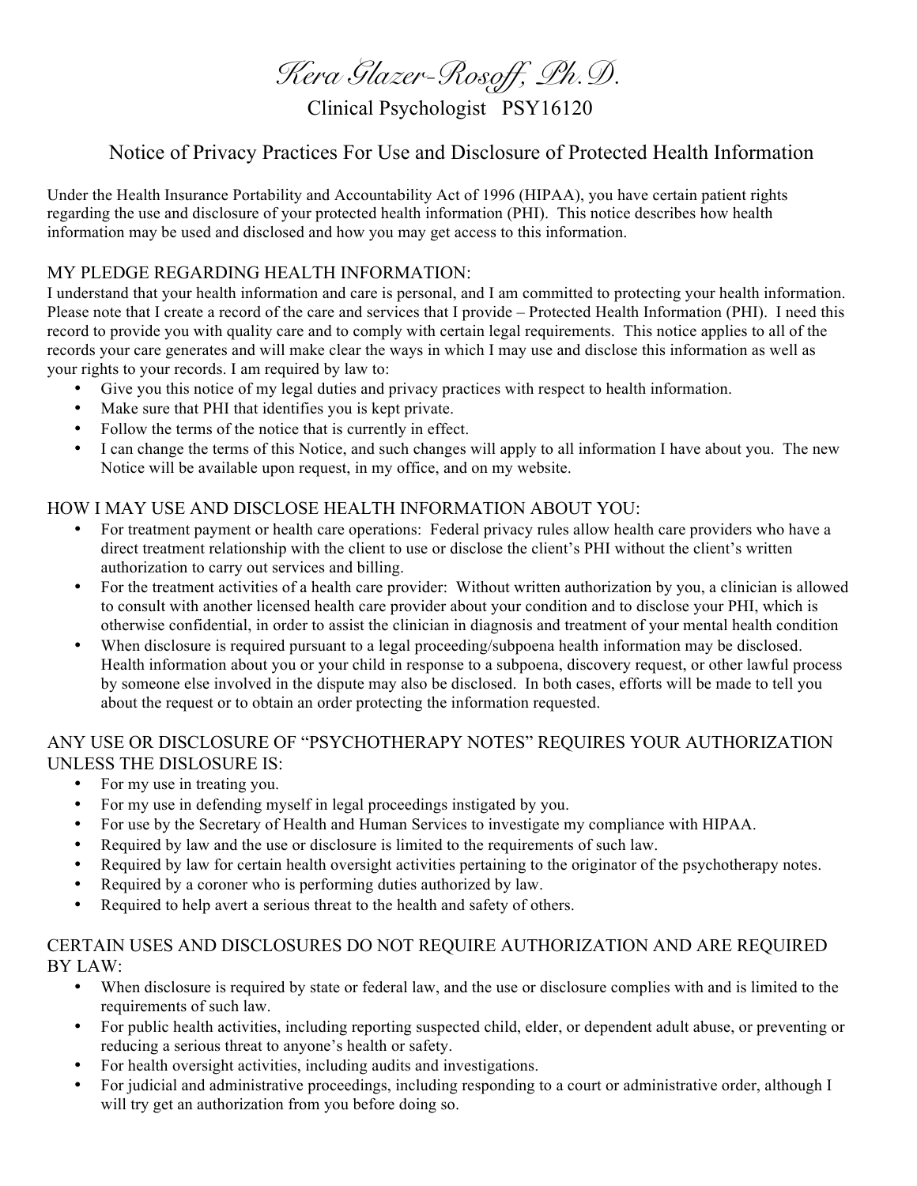# *Kera Glazer-Rosoff, Ph.D.*

Clinical Psychologist PSY16120

## Notice of Privacy Practices For Use and Disclosure of Protected Health Information

Under the Health Insurance Portability and Accountability Act of 1996 (HIPAA), you have certain patient rights regarding the use and disclosure of your protected health information (PHI). This notice describes how health information may be used and disclosed and how you may get access to this information.

### MY PLEDGE REGARDING HEALTH INFORMATION:

I understand that your health information and care is personal, and I am committed to protecting your health information. Please note that I create a record of the care and services that I provide – Protected Health Information (PHI). I need this record to provide you with quality care and to comply with certain legal requirements. This notice applies to all of the records your care generates and will make clear the ways in which I may use and disclose this information as well as your rights to your records. I am required by law to:

- Give you this notice of my legal duties and privacy practices with respect to health information.
- Make sure that PHI that identifies you is kept private.
- Follow the terms of the notice that is currently in effect.
- I can change the terms of this Notice, and such changes will apply to all information I have about you. The new Notice will be available upon request, in my office, and on my website.

### HOW I MAY USE AND DISCLOSE HEALTH INFORMATION ABOUT YOU:

- For treatment payment or health care operations: Federal privacy rules allow health care providers who have a direct treatment relationship with the client to use or disclose the client's PHI without the client's written authorization to carry out services and billing.
- For the treatment activities of a health care provider: Without written authorization by you, a clinician is allowed to consult with another licensed health care provider about your condition and to disclose your PHI, which is otherwise confidential, in order to assist the clinician in diagnosis and treatment of your mental health condition
- When disclosure is required pursuant to a legal proceeding/subpoena health information may be disclosed. Health information about you or your child in response to a subpoena, discovery request, or other lawful process by someone else involved in the dispute may also be disclosed. In both cases, efforts will be made to tell you about the request or to obtain an order protecting the information requested.

### ANY USE OR DISCLOSURE OF "PSYCHOTHERAPY NOTES" REQUIRES YOUR AUTHORIZATION UNLESS THE DISLOSURE IS:

- For my use in treating you.
- For my use in defending myself in legal proceedings instigated by you.
- For use by the Secretary of Health and Human Services to investigate my compliance with HIPAA.
- Required by law and the use or disclosure is limited to the requirements of such law.
- Required by law for certain health oversight activities pertaining to the originator of the psychotherapy notes.
- Required by a coroner who is performing duties authorized by law.
- Required to help avert a serious threat to the health and safety of others.

### CERTAIN USES AND DISCLOSURES DO NOT REQUIRE AUTHORIZATION AND ARE REQUIRED BY LAW:

- When disclosure is required by state or federal law, and the use or disclosure complies with and is limited to the requirements of such law.
- For public health activities, including reporting suspected child, elder, or dependent adult abuse, or preventing or reducing a serious threat to anyone's health or safety.
- For health oversight activities, including audits and investigations.
- For judicial and administrative proceedings, including responding to a court or administrative order, although I will try get an authorization from you before doing so.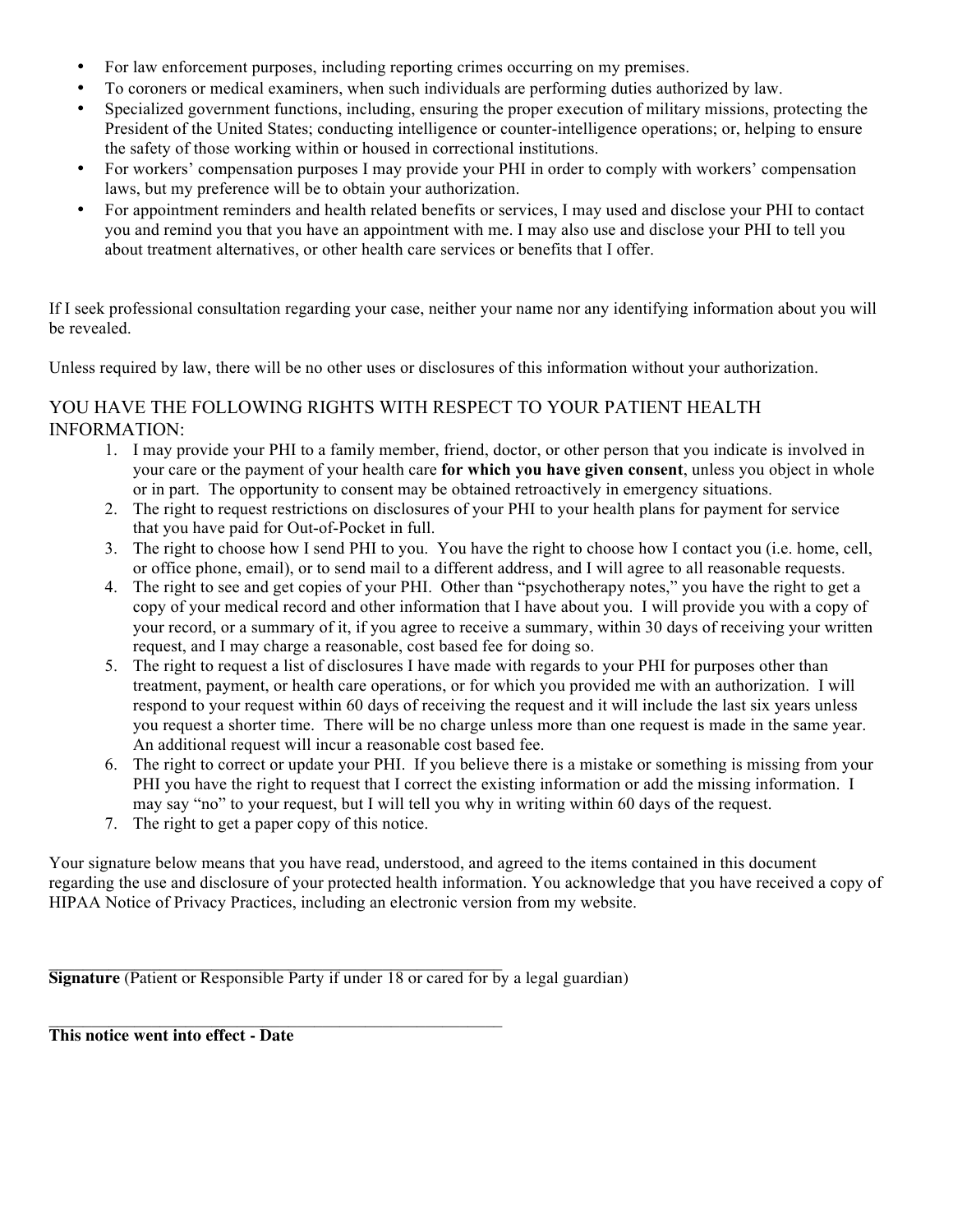- For law enforcement purposes, including reporting crimes occurring on my premises.
- To coroners or medical examiners, when such individuals are performing duties authorized by law.
- Specialized government functions, including, ensuring the proper execution of military missions, protecting the President of the United States; conducting intelligence or counter-intelligence operations; or, helping to ensure the safety of those working within or housed in correctional institutions.
- For workers' compensation purposes I may provide your PHI in order to comply with workers' compensation laws, but my preference will be to obtain your authorization.
- For appointment reminders and health related benefits or services, I may used and disclose your PHI to contact you and remind you that you have an appointment with me. I may also use and disclose your PHI to tell you about treatment alternatives, or other health care services or benefits that I offer.

If I seek professional consultation regarding your case, neither your name nor any identifying information about you will be revealed.

Unless required by law, there will be no other uses or disclosures of this information without your authorization.

## YOU HAVE THE FOLLOWING RIGHTS WITH RESPECT TO YOUR PATIENT HEALTH INFORMATION:

1. I may provide your PHI to a family member, friend, doctor, or other person that you indicate is involved in your care or the payment of your health care **for which you have given consent**, unless you object in whole or in part. The opportunity to consent may be obtained retroactively in emergency situations.
2. The right to request restrictions on disclosures of your PHI to your health plans for payment for service that you have paid for Out-of-Pocket in full.
3. The right to choose how I send PHI to you. You have the right to choose how I contact you (i.e. home, cell, or office phone, email), or to send mail to a different address, and I will agree to all reasonable requests.
4. The right to see and get copies of your PHI. Other than "psychotherapy notes," you have the right to get a copy of your medical record and other information that I have about you. I will provide you with a copy of your record, or a summary of it, if you agree to receive a summary, within 30 days of receiving your written request, and I may charge a reasonable, cost based fee for doing so.
5. The right to request a list of disclosures I have made with regards to your PHI for purposes other than treatment, payment, or health care operations, or for which you provided me with an authorization. I will respond to your request within 60 days of receiving the request and it will include the last six years unless you request a shorter time. There will be no charge unless more than one request is made in the same year. An additional request will incur a reasonable cost based fee.
6. The right to correct or update your PHI. If you believe there is a mistake or something is missing from your PHI you have the right to request that I correct the existing information or add the missing information. I may say "no" to your request, but I will tell you why in writing within 60 days of the request.
7. The right to get a paper copy of this notice.

Your signature below means that you have read, understood, and agreed to the items contained in this document regarding the use and disclosure of your protected health information. You acknowledge that you have received a copy of HIPAA Notice of Privacy Practices, including an electronic version from my website.

\_\_\_\_\_\_\_\_\_\_\_\_\_\_\_\_\_\_\_\_\_\_\_\_\_\_\_\_\_\_\_\_\_\_\_\_\_\_\_\_\_\_\_\_\_\_\_\_\_\_\_\_

**Signature** (Patient or Responsible Party if under 18 or cared for by a legal guardian)

\_\_\_\_\_\_\_\_\_\_\_\_\_\_\_\_\_\_\_\_\_\_\_\_\_\_\_\_\_\_\_\_\_\_\_\_\_\_\_\_\_\_\_\_\_\_\_\_\_\_\_\_

**This notice went into effect - Date**